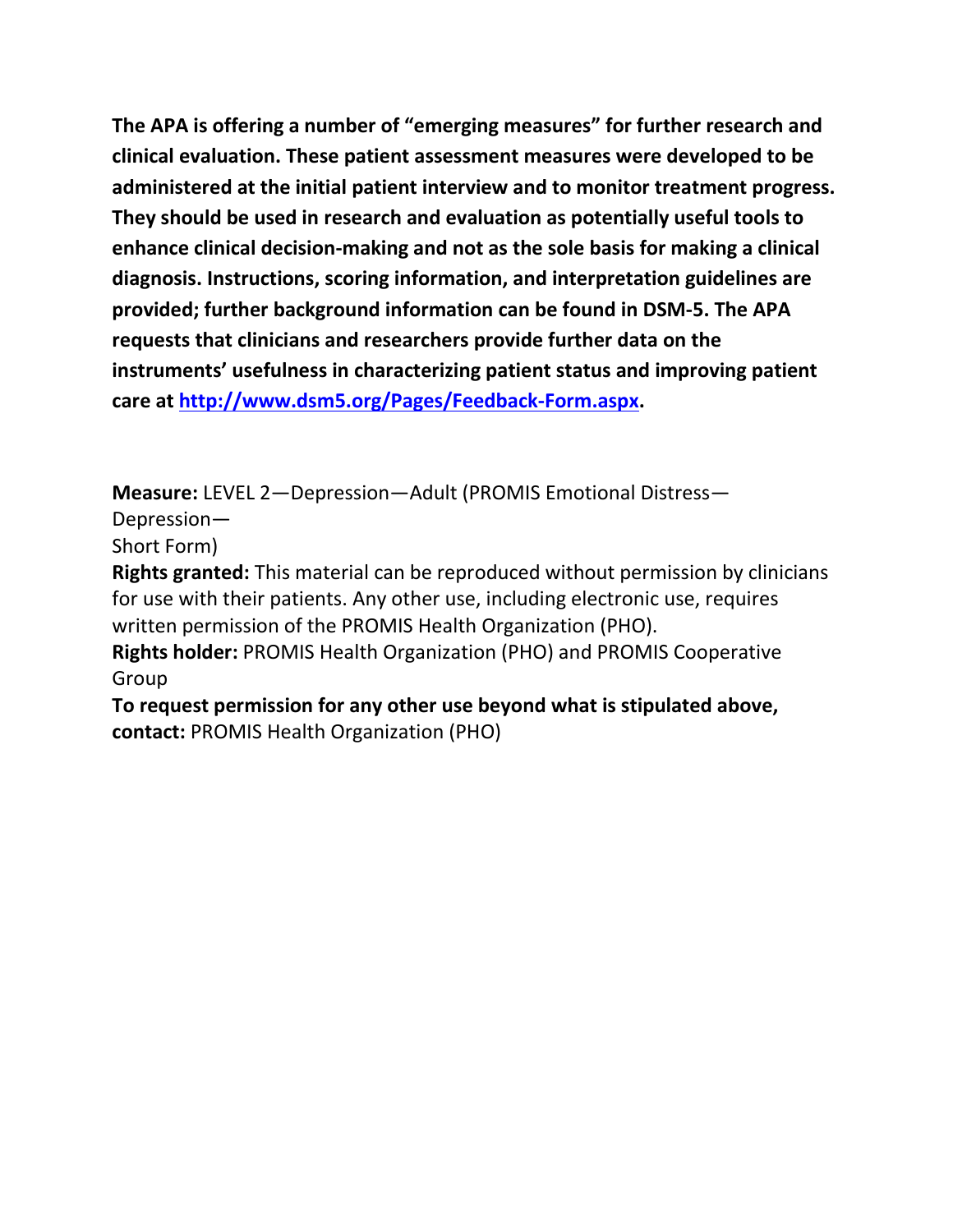**The APA is offering a number of "emerging measures" for further research and clinical evaluation. These patient assessment measures were developed to be administered at the initial patient interview and to monitor treatment progress. They should be used in research and evaluation as potentially useful tools to enhance clinical decision-making and not as the sole basis for making a clinical diagnosis. Instructions, scoring information, and interpretation guidelines are provided; further background information can be found in DSM-5. The APA requests that clinicians and researchers provide further data on the instruments' usefulness in characterizing patient status and improving patient care at [http://www.dsm5.org/Pages/Feedback-Form.aspx](http://www.dsm5.org/Pages/Feedback-Form.aspx).**

**Measure:** LEVEL 2—Depression—Adult (PROMIS Emotional Distress—Depression—Short Form)

**Rights granted:** This material can be reproduced without permission by clinicians for use with their patients. Any other use, including electronic use, requires written permission of the PROMIS Health Organization (PHO).

**Rights holder:** PROMIS Health Organization (PHO) and PROMIS Cooperative Group

**To request permission for any other use beyond what is stipulated above, contact:** PROMIS Health Organization (PHO)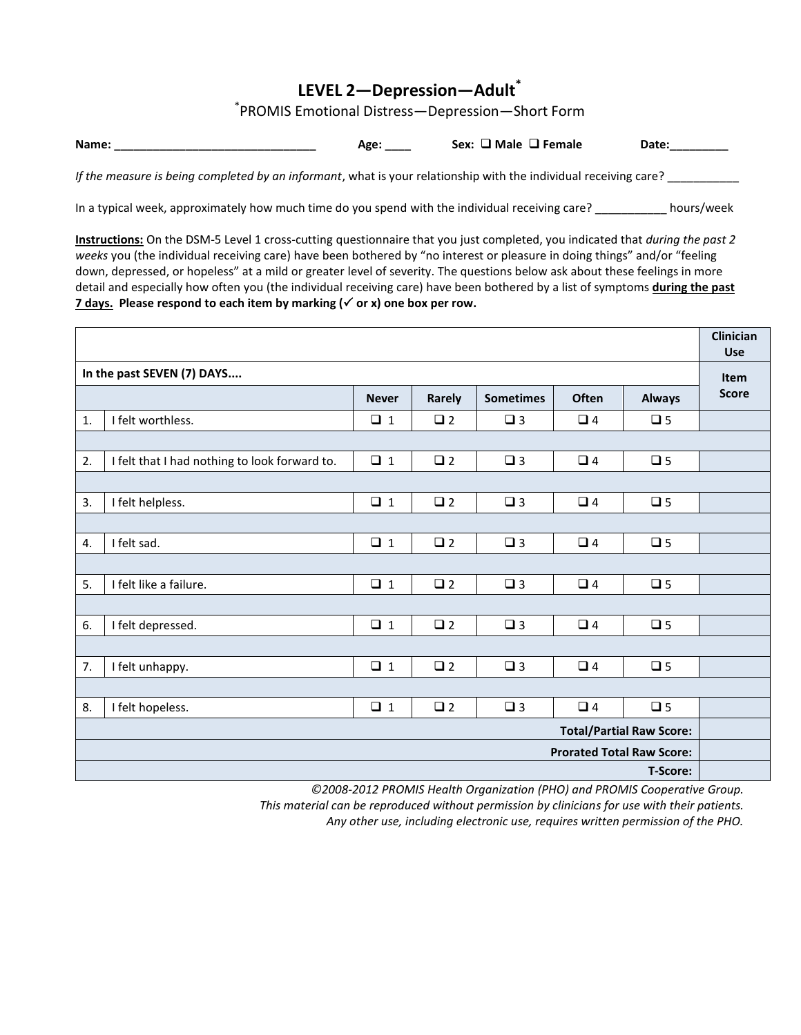# LEVEL 2—Depression—Adult[*]

[*]PROMIS Emotional Distress—Depression—Short Form

**Name:** _______________________________ **Age:** ____ **Sex:** ❑ **Male** ❑ **Female** **Date:**_________

*If the measure is being completed by an informant*, what is your relationship with the individual receiving care? ___________

In a typical week, approximately how much time do you spend with the individual receiving care? ___________ hours/week

**Instructions:** On the DSM-5 Level 1 cross-cutting questionnaire that you just completed, you indicated that *during the past 2 weeks* you (the individual receiving care) have been bothered by "no interest or pleasure in doing things" and/or "feeling down, depressed, or hopeless" at a mild or greater level of severity. The questions below ask about these feelings in more detail and especially how often you (the individual receiving care) have been bothered by a list of symptoms **during the past 7 days. Please respond to each item by marking (✓ or x) one box per row.**

| | | | | | | | Clinician Use |
|---|---|---|---|---|---|---|---|
| **In the past SEVEN (7) DAYS....** | | | | | | | **Item Score** |
| | | **Never** | **Rarely** | **Sometimes** | **Often** | **Always** | |
| 1. | I felt worthless. | ❑ 1 | ❑ 2 | ❑ 3 | ❑ 4 | ❑ 5 | |
| 2. | I felt that I had nothing to look forward to. | ❑ 1 | ❑ 2 | ❑ 3 | ❑ 4 | ❑ 5 | |
| 3. | I felt helpless. | ❑ 1 | ❑ 2 | ❑ 3 | ❑ 4 | ❑ 5 | |
| 4. | I felt sad. | ❑ 1 | ❑ 2 | ❑ 3 | ❑ 4 | ❑ 5 | |
| 5. | I felt like a failure. | ❑ 1 | ❑ 2 | ❑ 3 | ❑ 4 | ❑ 5 | |
| 6. | I felt depressed. | ❑ 1 | ❑ 2 | ❑ 3 | ❑ 4 | ❑ 5 | |
| 7. | I felt unhappy. | ❑ 1 | ❑ 2 | ❑ 3 | ❑ 4 | ❑ 5 | |
| 8. | I felt hopeless. | ❑ 1 | ❑ 2 | ❑ 3 | ❑ 4 | ❑ 5 | |
| | | | | | | **Total/Partial Raw Score:** | |
| | | | | | | **Prorated Total Raw Score:** | |
| | | | | | | **T-Score:** | |

*©2008-2012 PROMIS Health Organization (PHO) and PROMIS Cooperative Group.*
*This material can be reproduced without permission by clinicians for use with their patients.*
*Any other use, including electronic use, requires written permission of the PHO.*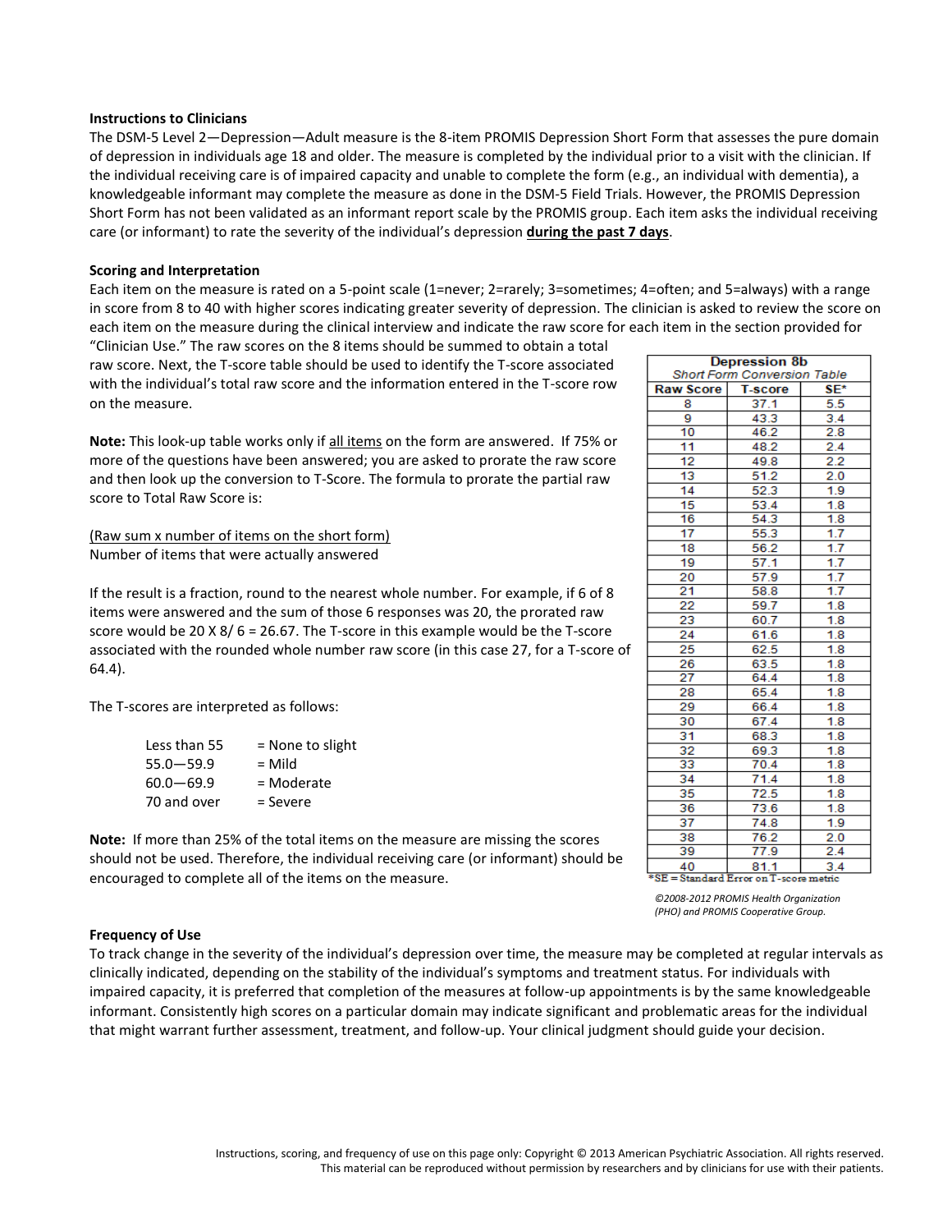**Instructions to Clinicians**

The DSM-5 Level 2—Depression—Adult measure is the 8-item PROMIS Depression Short Form that assesses the pure domain of depression in individuals age 18 and older. The measure is completed by the individual prior to a visit with the clinician. If the individual receiving care is of impaired capacity and unable to complete the form (e.g., an individual with dementia), a knowledgeable informant may complete the measure as done in the DSM-5 Field Trials. However, the PROMIS Depression Short Form has not been validated as an informant report scale by the PROMIS group. Each item asks the individual receiving care (or informant) to rate the severity of the individual's depression **during the past 7 days**.

**Scoring and Interpretation**

Each item on the measure is rated on a 5-point scale (1=never; 2=rarely; 3=sometimes; 4=often; and 5=always) with a range in score from 8 to 40 with higher scores indicating greater severity of depression. The clinician is asked to review the score on each item on the measure during the clinical interview and indicate the raw score for each item in the section provided for "Clinician Use." The raw scores on the 8 items should be summed to obtain a total raw score. Next, the T-score table should be used to identify the T-score associated with the individual's total raw score and the information entered in the T-score row on the measure.

**Note:** This look-up table works only if all items on the form are answered. If 75% or more of the questions have been answered; you are asked to prorate the raw score and then look up the conversion to T-Score. The formula to prorate the partial raw score to Total Raw Score is:

(Raw sum x number of items on the short form)
Number of items that were actually answered

If the result is a fraction, round to the nearest whole number. For example, if 6 of 8 items were answered and the sum of those 6 responses was 20, the prorated raw score would be 20 X 8/ 6 = 26.67. The T-score in this example would be the T-score associated with the rounded whole number raw score (in this case 27, for a T-score of 64.4).

The T-scores are interpreted as follows:

| | |
|---|---|
| Less than 55 | = None to slight |
| 55.0—59.9 | = Mild |
| 60.0—69.9 | = Moderate |
| 70 and over | = Severe |

**Note:** If more than 25% of the total items on the measure are missing the scores should not be used. Therefore, the individual receiving care (or informant) should be encouraged to complete all of the items on the measure.

**Depression 8b**
*Short Form Conversion Table*

| Raw Score | T-score | SE* |
|---|---|---|
| 8 | 37.1 | 5.5 |
| 9 | 43.3 | 3.4 |
| 10 | 46.2 | 2.8 |
| 11 | 48.2 | 2.4 |
| 12 | 49.8 | 2.2 |
| 13 | 51.2 | 2.0 |
| 14 | 52.3 | 1.9 |
| 15 | 53.4 | 1.8 |
| 16 | 54.3 | 1.8 |
| 17 | 55.3 | 1.7 |
| 18 | 56.2 | 1.7 |
| 19 | 57.1 | 1.7 |
| 20 | 57.9 | 1.7 |
| 21 | 58.8 | 1.7 |
| 22 | 59.7 | 1.8 |
| 23 | 60.7 | 1.8 |
| 24 | 61.6 | 1.8 |
| 25 | 62.5 | 1.8 |
| 26 | 63.5 | 1.8 |
| 27 | 64.4 | 1.8 |
| 28 | 65.4 | 1.8 |
| 29 | 66.4 | 1.8 |
| 30 | 67.4 | 1.8 |
| 31 | 68.3 | 1.8 |
| 32 | 69.3 | 1.8 |
| 33 | 70.4 | 1.8 |
| 34 | 71.4 | 1.8 |
| 35 | 72.5 | 1.8 |
| 36 | 73.6 | 1.8 |
| 37 | 74.8 | 1.9 |
| 38 | 76.2 | 2.0 |
| 39 | 77.9 | 2.4 |
| 40 | 81.1 | 3.4 |

*SE = Standard Error on T-score metric

*©2008-2012 PROMIS Health Organization (PHO) and PROMIS Cooperative Group.*

**Frequency of Use**

To track change in the severity of the individual's depression over time, the measure may be completed at regular intervals as clinically indicated, depending on the stability of the individual's symptoms and treatment status. For individuals with impaired capacity, it is preferred that completion of the measures at follow-up appointments is by the same knowledgeable informant. Consistently high scores on a particular domain may indicate significant and problematic areas for the individual that might warrant further assessment, treatment, and follow-up. Your clinical judgment should guide your decision.

Instructions, scoring, and frequency of use on this page only: Copyright © 2013 American Psychiatric Association. All rights reserved.
This material can be reproduced without permission by researchers and by clinicians for use with their patients.